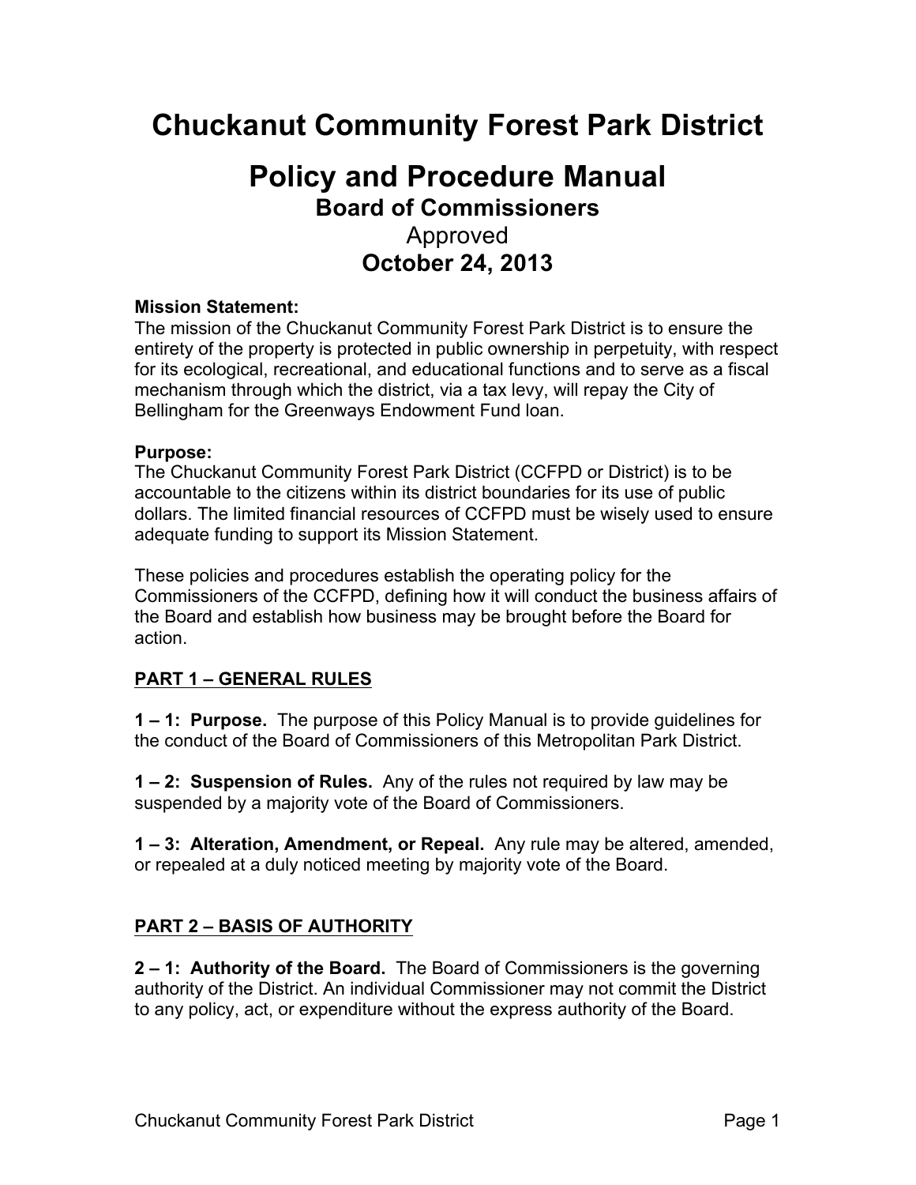# Chuckanut Community Forest Park District

# Policy and Procedure Manual

## Board of Commissioners

Approved

**October 24, 2013**

**Mission Statement:**
The mission of the Chuckanut Community Forest Park District is to ensure the entirety of the property is protected in public ownership in perpetuity, with respect for its ecological, recreational, and educational functions and to serve as a fiscal mechanism through which the district, via a tax levy, will repay the City of Bellingham for the Greenways Endowment Fund loan.

**Purpose:**
The Chuckanut Community Forest Park District (CCFPD or District) is to be accountable to the citizens within its district boundaries for its use of public dollars. The limited financial resources of CCFPD must be wisely used to ensure adequate funding to support its Mission Statement.

These policies and procedures establish the operating policy for the Commissioners of the CCFPD, defining how it will conduct the business affairs of the Board and establish how business may be brought before the Board for action.

## PART 1 – GENERAL RULES

**1 – 1: Purpose.** The purpose of this Policy Manual is to provide guidelines for the conduct of the Board of Commissioners of this Metropolitan Park District.

**1 – 2: Suspension of Rules.** Any of the rules not required by law may be suspended by a majority vote of the Board of Commissioners.

**1 – 3: Alteration, Amendment, or Repeal.** Any rule may be altered, amended, or repealed at a duly noticed meeting by majority vote of the Board.

## PART 2 – BASIS OF AUTHORITY

**2 – 1: Authority of the Board.** The Board of Commissioners is the governing authority of the District. An individual Commissioner may not commit the District to any policy, act, or expenditure without the express authority of the Board.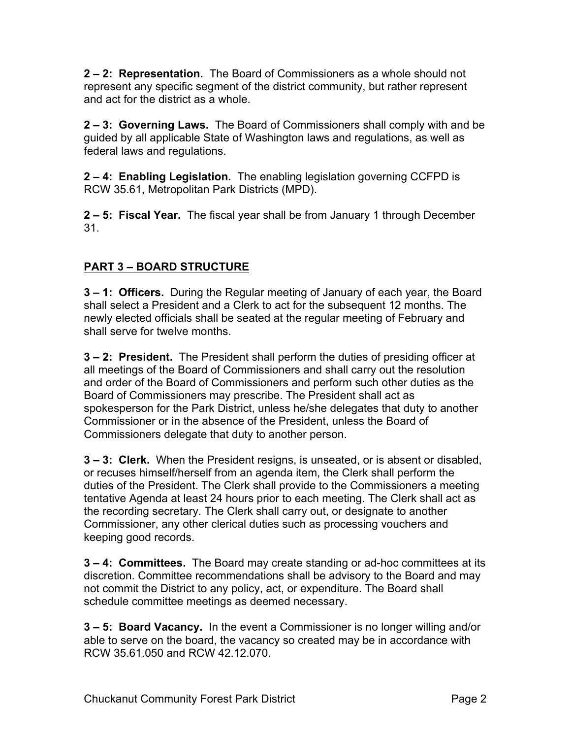**2 – 2: Representation.** The Board of Commissioners as a whole should not represent any specific segment of the district community, but rather represent and act for the district as a whole.

**2 – 3: Governing Laws.** The Board of Commissioners shall comply with and be guided by all applicable State of Washington laws and regulations, as well as federal laws and regulations.

**2 – 4: Enabling Legislation.** The enabling legislation governing CCFPD is RCW 35.61, Metropolitan Park Districts (MPD).

**2 – 5: Fiscal Year.** The fiscal year shall be from January 1 through December 31.

## PART 3 – BOARD STRUCTURE

**3 – 1: Officers.** During the Regular meeting of January of each year, the Board shall select a President and a Clerk to act for the subsequent 12 months. The newly elected officials shall be seated at the regular meeting of February and shall serve for twelve months.

**3 – 2: President.** The President shall perform the duties of presiding officer at all meetings of the Board of Commissioners and shall carry out the resolution and order of the Board of Commissioners and perform such other duties as the Board of Commissioners may prescribe. The President shall act as spokesperson for the Park District, unless he/she delegates that duty to another Commissioner or in the absence of the President, unless the Board of Commissioners delegate that duty to another person.

**3 – 3: Clerk.** When the President resigns, is unseated, or is absent or disabled, or recuses himself/herself from an agenda item, the Clerk shall perform the duties of the President. The Clerk shall provide to the Commissioners a meeting tentative Agenda at least 24 hours prior to each meeting. The Clerk shall act as the recording secretary. The Clerk shall carry out, or designate to another Commissioner, any other clerical duties such as processing vouchers and keeping good records.

**3 – 4: Committees.** The Board may create standing or ad-hoc committees at its discretion. Committee recommendations shall be advisory to the Board and may not commit the District to any policy, act, or expenditure. The Board shall schedule committee meetings as deemed necessary.

**3 – 5: Board Vacancy.** In the event a Commissioner is no longer willing and/or able to serve on the board, the vacancy so created may be in accordance with RCW 35.61.050 and RCW 42.12.070.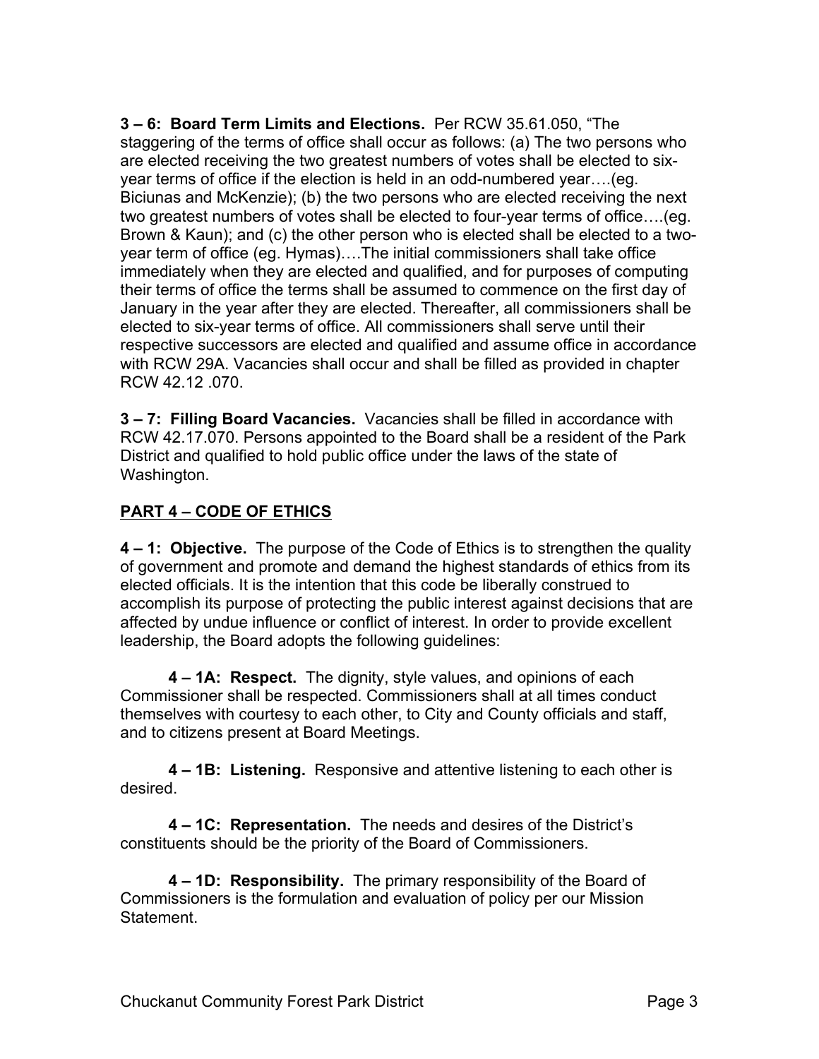**3 – 6: Board Term Limits and Elections.** Per RCW 35.61.050, "The staggering of the terms of office shall occur as follows: (a) The two persons who are elected receiving the two greatest numbers of votes shall be elected to six-year terms of office if the election is held in an odd-numbered year….(eg. Biciunas and McKenzie); (b) the two persons who are elected receiving the next two greatest numbers of votes shall be elected to four-year terms of office….(eg. Brown & Kaun); and (c) the other person who is elected shall be elected to a two-year term of office (eg. Hymas)….The initial commissioners shall take office immediately when they are elected and qualified, and for purposes of computing their terms of office the terms shall be assumed to commence on the first day of January in the year after they are elected. Thereafter, all commissioners shall be elected to six-year terms of office. All commissioners shall serve until their respective successors are elected and qualified and assume office in accordance with RCW 29A. Vacancies shall occur and shall be filled as provided in chapter RCW 42.12 .070.

**3 – 7: Filling Board Vacancies.** Vacancies shall be filled in accordance with RCW 42.17.070. Persons appointed to the Board shall be a resident of the Park District and qualified to hold public office under the laws of the state of Washington.

## PART 4 – CODE OF ETHICS

**4 – 1: Objective.** The purpose of the Code of Ethics is to strengthen the quality of government and promote and demand the highest standards of ethics from its elected officials. It is the intention that this code be liberally construed to accomplish its purpose of protecting the public interest against decisions that are affected by undue influence or conflict of interest. In order to provide excellent leadership, the Board adopts the following guidelines:

**4 – 1A: Respect.** The dignity, style values, and opinions of each Commissioner shall be respected. Commissioners shall at all times conduct themselves with courtesy to each other, to City and County officials and staff, and to citizens present at Board Meetings.

**4 – 1B: Listening.** Responsive and attentive listening to each other is desired.

**4 – 1C: Representation.** The needs and desires of the District's constituents should be the priority of the Board of Commissioners.

**4 – 1D: Responsibility.** The primary responsibility of the Board of Commissioners is the formulation and evaluation of policy per our Mission Statement.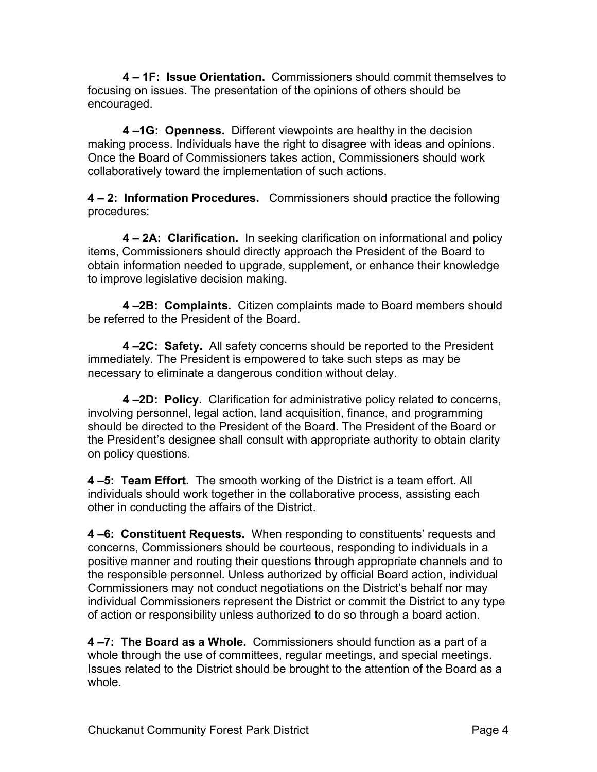**4 – 1F: Issue Orientation.** Commissioners should commit themselves to focusing on issues. The presentation of the opinions of others should be encouraged.

**4 –1G: Openness.** Different viewpoints are healthy in the decision making process. Individuals have the right to disagree with ideas and opinions. Once the Board of Commissioners takes action, Commissioners should work collaboratively toward the implementation of such actions.

**4 – 2: Information Procedures.** Commissioners should practice the following procedures:

**4 – 2A: Clarification.** In seeking clarification on informational and policy items, Commissioners should directly approach the President of the Board to obtain information needed to upgrade, supplement, or enhance their knowledge to improve legislative decision making.

**4 –2B: Complaints.** Citizen complaints made to Board members should be referred to the President of the Board.

**4 –2C: Safety.** All safety concerns should be reported to the President immediately. The President is empowered to take such steps as may be necessary to eliminate a dangerous condition without delay.

**4 –2D: Policy.** Clarification for administrative policy related to concerns, involving personnel, legal action, land acquisition, finance, and programming should be directed to the President of the Board. The President of the Board or the President's designee shall consult with appropriate authority to obtain clarity on policy questions.

**4 –5: Team Effort.** The smooth working of the District is a team effort. All individuals should work together in the collaborative process, assisting each other in conducting the affairs of the District.

**4 –6: Constituent Requests.** When responding to constituents' requests and concerns, Commissioners should be courteous, responding to individuals in a positive manner and routing their questions through appropriate channels and to the responsible personnel. Unless authorized by official Board action, individual Commissioners may not conduct negotiations on the District's behalf nor may individual Commissioners represent the District or commit the District to any type of action or responsibility unless authorized to do so through a board action.

**4 –7: The Board as a Whole.** Commissioners should function as a part of a whole through the use of committees, regular meetings, and special meetings. Issues related to the District should be brought to the attention of the Board as a whole.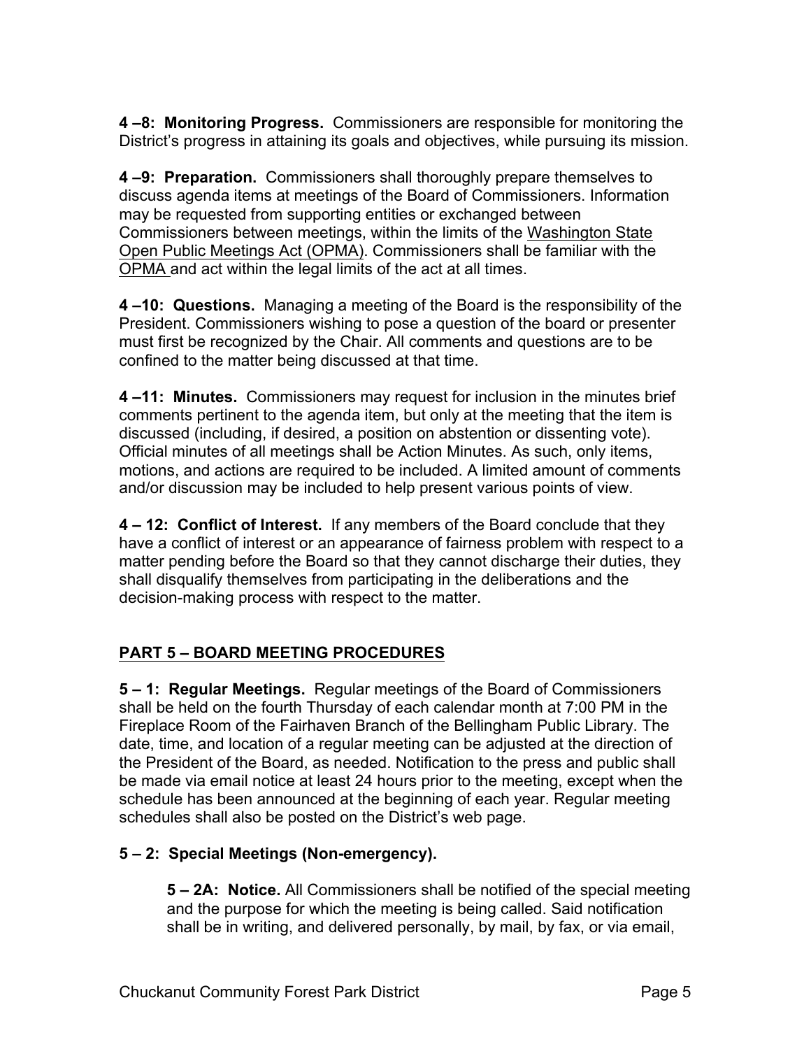**4 –8: Monitoring Progress.** Commissioners are responsible for monitoring the District's progress in attaining its goals and objectives, while pursuing its mission.

**4 –9: Preparation.** Commissioners shall thoroughly prepare themselves to discuss agenda items at meetings of the Board of Commissioners. Information may be requested from supporting entities or exchanged between Commissioners between meetings, within the limits of the Washington State Open Public Meetings Act (OPMA). Commissioners shall be familiar with the OPMA and act within the legal limits of the act at all times.

**4 –10: Questions.** Managing a meeting of the Board is the responsibility of the President. Commissioners wishing to pose a question of the board or presenter must first be recognized by the Chair. All comments and questions are to be confined to the matter being discussed at that time.

**4 –11: Minutes.** Commissioners may request for inclusion in the minutes brief comments pertinent to the agenda item, but only at the meeting that the item is discussed (including, if desired, a position on abstention or dissenting vote). Official minutes of all meetings shall be Action Minutes. As such, only items, motions, and actions are required to be included. A limited amount of comments and/or discussion may be included to help present various points of view.

**4 – 12: Conflict of Interest.** If any members of the Board conclude that they have a conflict of interest or an appearance of fairness problem with respect to a matter pending before the Board so that they cannot discharge their duties, they shall disqualify themselves from participating in the deliberations and the decision-making process with respect to the matter.

## PART 5 – BOARD MEETING PROCEDURES

**5 – 1: Regular Meetings.** Regular meetings of the Board of Commissioners shall be held on the fourth Thursday of each calendar month at 7:00 PM in the Fireplace Room of the Fairhaven Branch of the Bellingham Public Library. The date, time, and location of a regular meeting can be adjusted at the direction of the President of the Board, as needed. Notification to the press and public shall be made via email notice at least 24 hours prior to the meeting, except when the schedule has been announced at the beginning of each year. Regular meeting schedules shall also be posted on the District's web page.

**5 – 2: Special Meetings (Non-emergency).**

**5 – 2A: Notice.** All Commissioners shall be notified of the special meeting and the purpose for which the meeting is being called. Said notification shall be in writing, and delivered personally, by mail, by fax, or via email,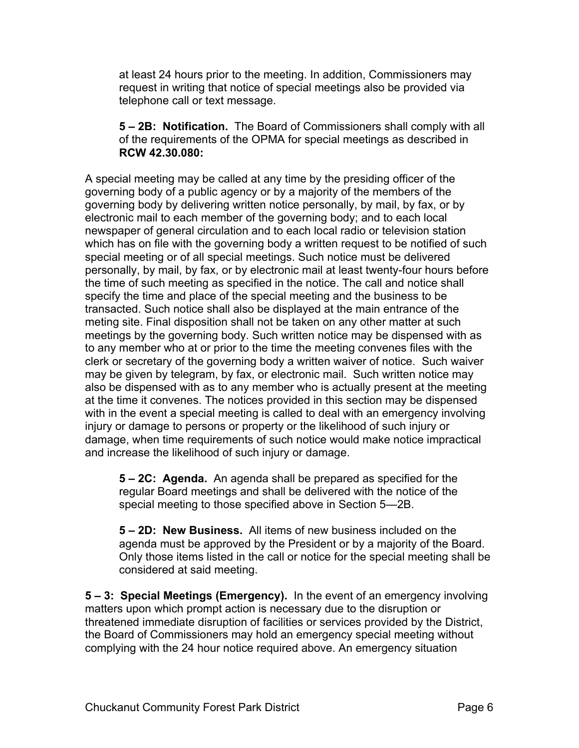at least 24 hours prior to the meeting. In addition, Commissioners may request in writing that notice of special meetings also be provided via telephone call or text message.

**5 – 2B: Notification.** The Board of Commissioners shall comply with all of the requirements of the OPMA for special meetings as described in **RCW 42.30.080:**

A special meeting may be called at any time by the presiding officer of the governing body of a public agency or by a majority of the members of the governing body by delivering written notice personally, by mail, by fax, or by electronic mail to each member of the governing body; and to each local newspaper of general circulation and to each local radio or television station which has on file with the governing body a written request to be notified of such special meeting or of all special meetings. Such notice must be delivered personally, by mail, by fax, or by electronic mail at least twenty-four hours before the time of such meeting as specified in the notice. The call and notice shall specify the time and place of the special meeting and the business to be transacted. Such notice shall also be displayed at the main entrance of the meting site. Final disposition shall not be taken on any other matter at such meetings by the governing body. Such written notice may be dispensed with as to any member who at or prior to the time the meeting convenes files with the clerk or secretary of the governing body a written waiver of notice. Such waiver may be given by telegram, by fax, or electronic mail. Such written notice may also be dispensed with as to any member who is actually present at the meeting at the time it convenes. The notices provided in this section may be dispensed with in the event a special meeting is called to deal with an emergency involving injury or damage to persons or property or the likelihood of such injury or damage, when time requirements of such notice would make notice impractical and increase the likelihood of such injury or damage.

**5 – 2C: Agenda.** An agenda shall be prepared as specified for the regular Board meetings and shall be delivered with the notice of the special meeting to those specified above in Section 5—2B.

**5 – 2D: New Business.** All items of new business included on the agenda must be approved by the President or by a majority of the Board. Only those items listed in the call or notice for the special meeting shall be considered at said meeting.

**5 – 3: Special Meetings (Emergency).** In the event of an emergency involving matters upon which prompt action is necessary due to the disruption or threatened immediate disruption of facilities or services provided by the District, the Board of Commissioners may hold an emergency special meeting without complying with the 24 hour notice required above. An emergency situation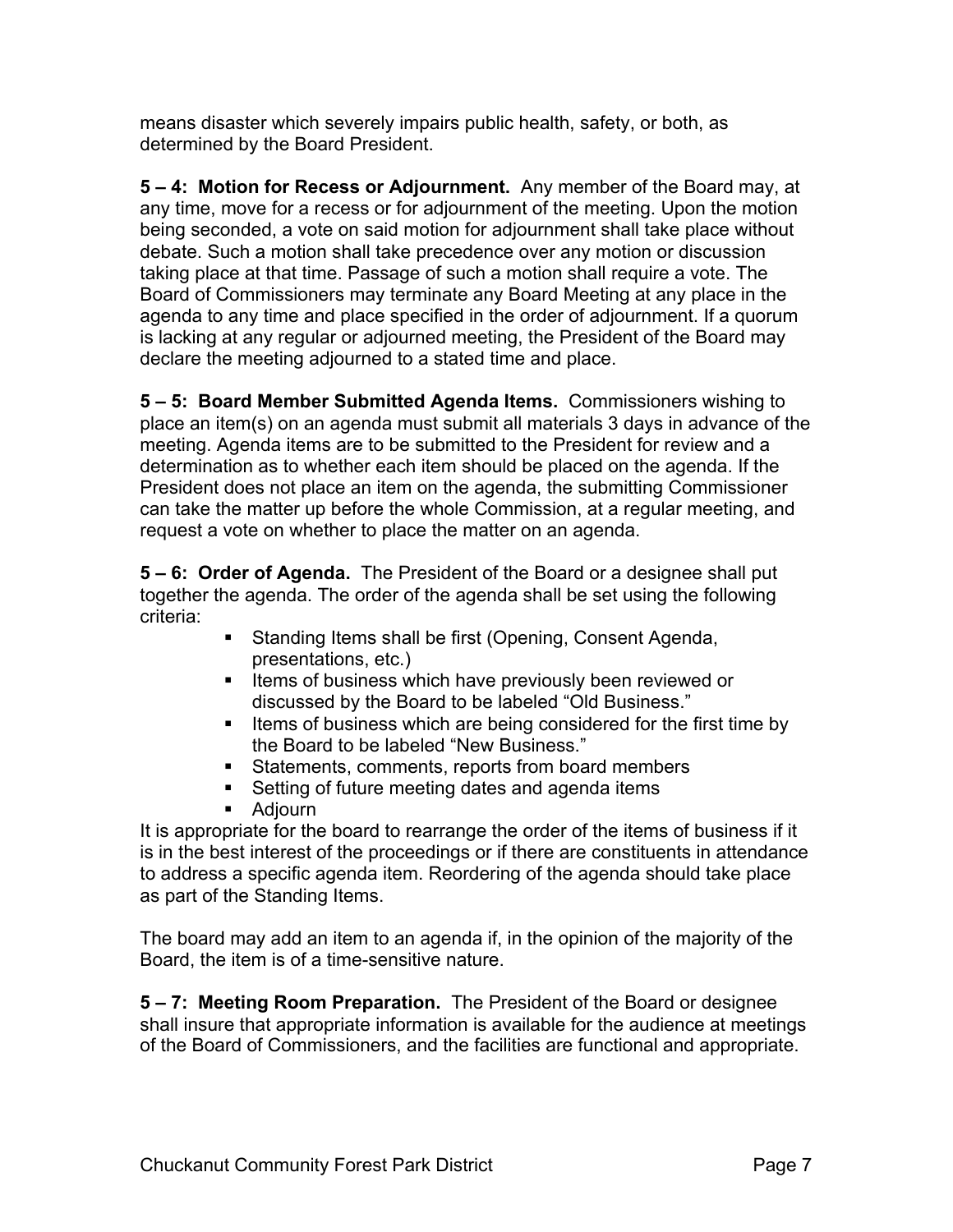means disaster which severely impairs public health, safety, or both, as determined by the Board President.

**5 – 4: Motion for Recess or Adjournment.** Any member of the Board may, at any time, move for a recess or for adjournment of the meeting. Upon the motion being seconded, a vote on said motion for adjournment shall take place without debate. Such a motion shall take precedence over any motion or discussion taking place at that time. Passage of such a motion shall require a vote. The Board of Commissioners may terminate any Board Meeting at any place in the agenda to any time and place specified in the order of adjournment. If a quorum is lacking at any regular or adjourned meeting, the President of the Board may declare the meeting adjourned to a stated time and place.

**5 – 5: Board Member Submitted Agenda Items.** Commissioners wishing to place an item(s) on an agenda must submit all materials 3 days in advance of the meeting. Agenda items are to be submitted to the President for review and a determination as to whether each item should be placed on the agenda. If the President does not place an item on the agenda, the submitting Commissioner can take the matter up before the whole Commission, at a regular meeting, and request a vote on whether to place the matter on an agenda.

**5 – 6: Order of Agenda.** The President of the Board or a designee shall put together the agenda. The order of the agenda shall be set using the following criteria:

- Standing Items shall be first (Opening, Consent Agenda, presentations, etc.)
- Items of business which have previously been reviewed or discussed by the Board to be labeled "Old Business."
- Items of business which are being considered for the first time by the Board to be labeled "New Business."
- Statements, comments, reports from board members
- Setting of future meeting dates and agenda items
- Adjourn

It is appropriate for the board to rearrange the order of the items of business if it is in the best interest of the proceedings or if there are constituents in attendance to address a specific agenda item. Reordering of the agenda should take place as part of the Standing Items.

The board may add an item to an agenda if, in the opinion of the majority of the Board, the item is of a time-sensitive nature.

**5 – 7: Meeting Room Preparation.** The President of the Board or designee shall insure that appropriate information is available for the audience at meetings of the Board of Commissioners, and the facilities are functional and appropriate.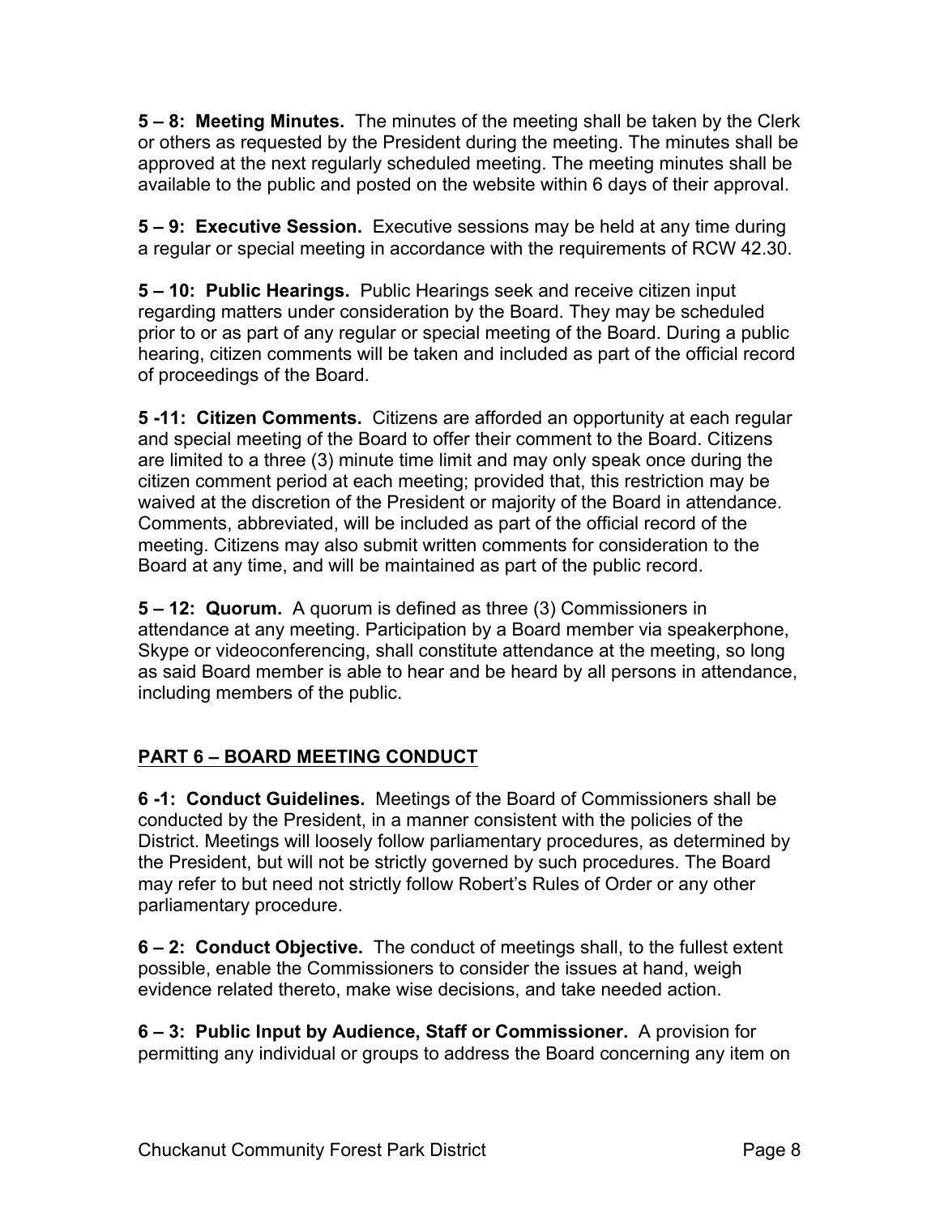**5 – 8: Meeting Minutes.** The minutes of the meeting shall be taken by the Clerk or others as requested by the President during the meeting. The minutes shall be approved at the next regularly scheduled meeting. The meeting minutes shall be available to the public and posted on the website within 6 days of their approval.

**5 – 9: Executive Session.** Executive sessions may be held at any time during a regular or special meeting in accordance with the requirements of RCW 42.30.

**5 – 10: Public Hearings.** Public Hearings seek and receive citizen input regarding matters under consideration by the Board. They may be scheduled prior to or as part of any regular or special meeting of the Board. During a public hearing, citizen comments will be taken and included as part of the official record of proceedings of the Board.

**5 -11: Citizen Comments.** Citizens are afforded an opportunity at each regular and special meeting of the Board to offer their comment to the Board. Citizens are limited to a three (3) minute time limit and may only speak once during the citizen comment period at each meeting; provided that, this restriction may be waived at the discretion of the President or majority of the Board in attendance. Comments, abbreviated, will be included as part of the official record of the meeting. Citizens may also submit written comments for consideration to the Board at any time, and will be maintained as part of the public record.

**5 – 12: Quorum.** A quorum is defined as three (3) Commissioners in attendance at any meeting. Participation by a Board member via speakerphone, Skype or videoconferencing, shall constitute attendance at the meeting, so long as said Board member is able to hear and be heard by all persons in attendance, including members of the public.

## PART 6 – BOARD MEETING CONDUCT

**6 -1: Conduct Guidelines.** Meetings of the Board of Commissioners shall be conducted by the President, in a manner consistent with the policies of the District. Meetings will loosely follow parliamentary procedures, as determined by the President, but will not be strictly governed by such procedures. The Board may refer to but need not strictly follow Robert's Rules of Order or any other parliamentary procedure.

**6 – 2: Conduct Objective.** The conduct of meetings shall, to the fullest extent possible, enable the Commissioners to consider the issues at hand, weigh evidence related thereto, make wise decisions, and take needed action.

**6 – 3: Public Input by Audience, Staff or Commissioner.** A provision for permitting any individual or groups to address the Board concerning any item on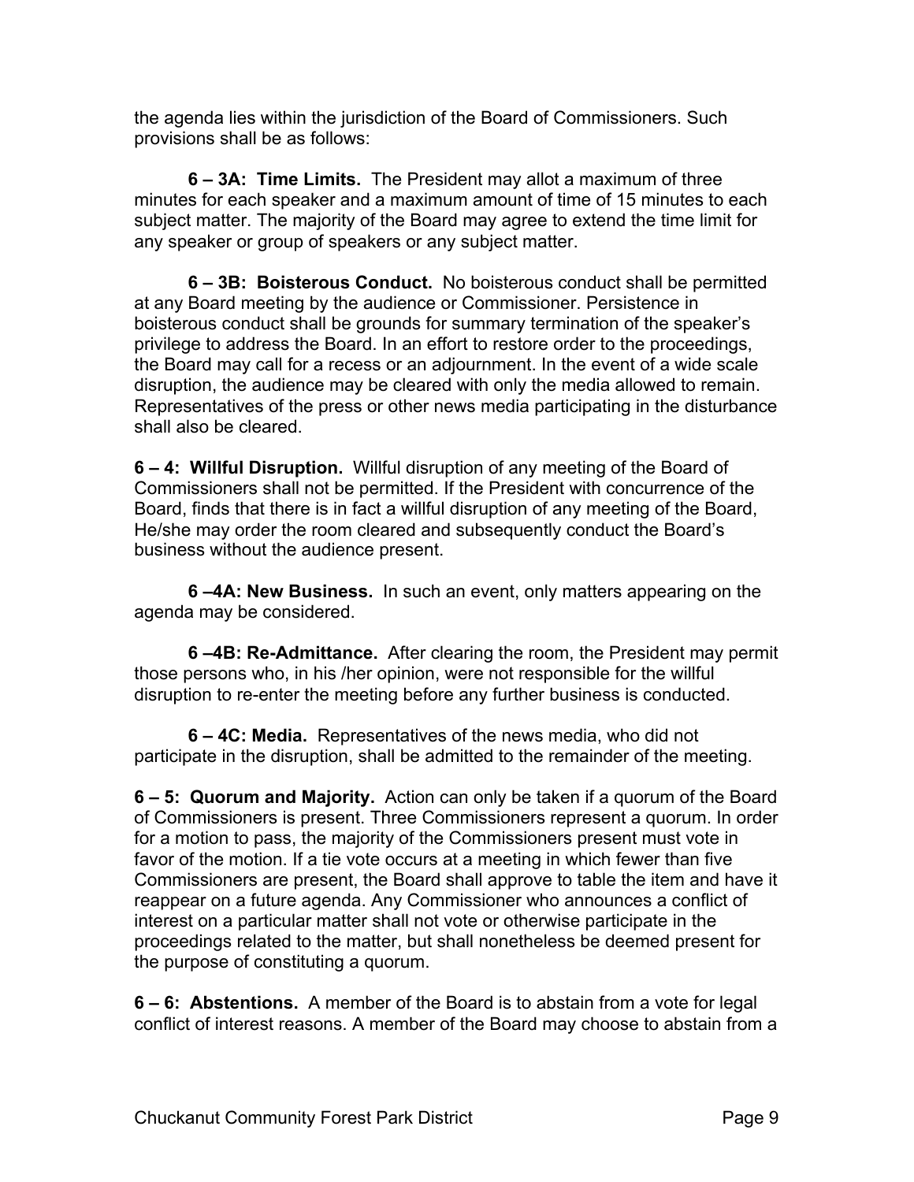the agenda lies within the jurisdiction of the Board of Commissioners. Such provisions shall be as follows:

**6 – 3A: Time Limits.** The President may allot a maximum of three minutes for each speaker and a maximum amount of time of 15 minutes to each subject matter. The majority of the Board may agree to extend the time limit for any speaker or group of speakers or any subject matter.

**6 – 3B: Boisterous Conduct.** No boisterous conduct shall be permitted at any Board meeting by the audience or Commissioner. Persistence in boisterous conduct shall be grounds for summary termination of the speaker's privilege to address the Board. In an effort to restore order to the proceedings, the Board may call for a recess or an adjournment. In the event of a wide scale disruption, the audience may be cleared with only the media allowed to remain. Representatives of the press or other news media participating in the disturbance shall also be cleared.

**6 – 4: Willful Disruption.** Willful disruption of any meeting of the Board of Commissioners shall not be permitted. If the President with concurrence of the Board, finds that there is in fact a willful disruption of any meeting of the Board, He/she may order the room cleared and subsequently conduct the Board's business without the audience present.

**6 –4A: New Business.** In such an event, only matters appearing on the agenda may be considered.

**6 –4B: Re-Admittance.** After clearing the room, the President may permit those persons who, in his /her opinion, were not responsible for the willful disruption to re-enter the meeting before any further business is conducted.

**6 – 4C: Media.** Representatives of the news media, who did not participate in the disruption, shall be admitted to the remainder of the meeting.

**6 – 5: Quorum and Majority.** Action can only be taken if a quorum of the Board of Commissioners is present. Three Commissioners represent a quorum. In order for a motion to pass, the majority of the Commissioners present must vote in favor of the motion. If a tie vote occurs at a meeting in which fewer than five Commissioners are present, the Board shall approve to table the item and have it reappear on a future agenda. Any Commissioner who announces a conflict of interest on a particular matter shall not vote or otherwise participate in the proceedings related to the matter, but shall nonetheless be deemed present for the purpose of constituting a quorum.

**6 – 6: Abstentions.** A member of the Board is to abstain from a vote for legal conflict of interest reasons. A member of the Board may choose to abstain from a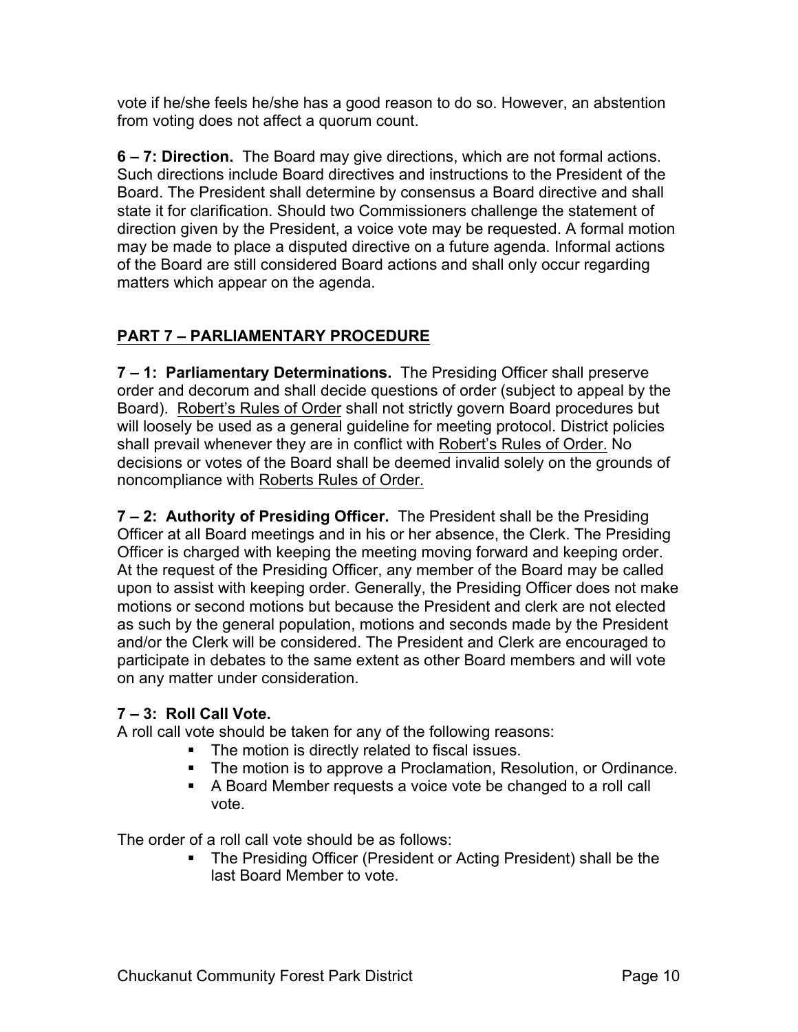vote if he/she feels he/she has a good reason to do so. However, an abstention from voting does not affect a quorum count.

**6 – 7: Direction.** The Board may give directions, which are not formal actions. Such directions include Board directives and instructions to the President of the Board. The President shall determine by consensus a Board directive and shall state it for clarification. Should two Commissioners challenge the statement of direction given by the President, a voice vote may be requested. A formal motion may be made to place a disputed directive on a future agenda. Informal actions of the Board are still considered Board actions and shall only occur regarding matters which appear on the agenda.

## PART 7 – PARLIAMENTARY PROCEDURE

**7 – 1: Parliamentary Determinations.** The Presiding Officer shall preserve order and decorum and shall decide questions of order (subject to appeal by the Board). Robert's Rules of Order shall not strictly govern Board procedures but will loosely be used as a general guideline for meeting protocol. District policies shall prevail whenever they are in conflict with Robert's Rules of Order. No decisions or votes of the Board shall be deemed invalid solely on the grounds of noncompliance with Roberts Rules of Order.

**7 – 2: Authority of Presiding Officer.** The President shall be the Presiding Officer at all Board meetings and in his or her absence, the Clerk. The Presiding Officer is charged with keeping the meeting moving forward and keeping order. At the request of the Presiding Officer, any member of the Board may be called upon to assist with keeping order. Generally, the Presiding Officer does not make motions or second motions but because the President and clerk are not elected as such by the general population, motions and seconds made by the President and/or the Clerk will be considered. The President and Clerk are encouraged to participate in debates to the same extent as other Board members and will vote on any matter under consideration.

**7 – 3: Roll Call Vote.**

A roll call vote should be taken for any of the following reasons:

- The motion is directly related to fiscal issues.
- The motion is to approve a Proclamation, Resolution, or Ordinance.
- A Board Member requests a voice vote be changed to a roll call vote.

The order of a roll call vote should be as follows:

- The Presiding Officer (President or Acting President) shall be the last Board Member to vote.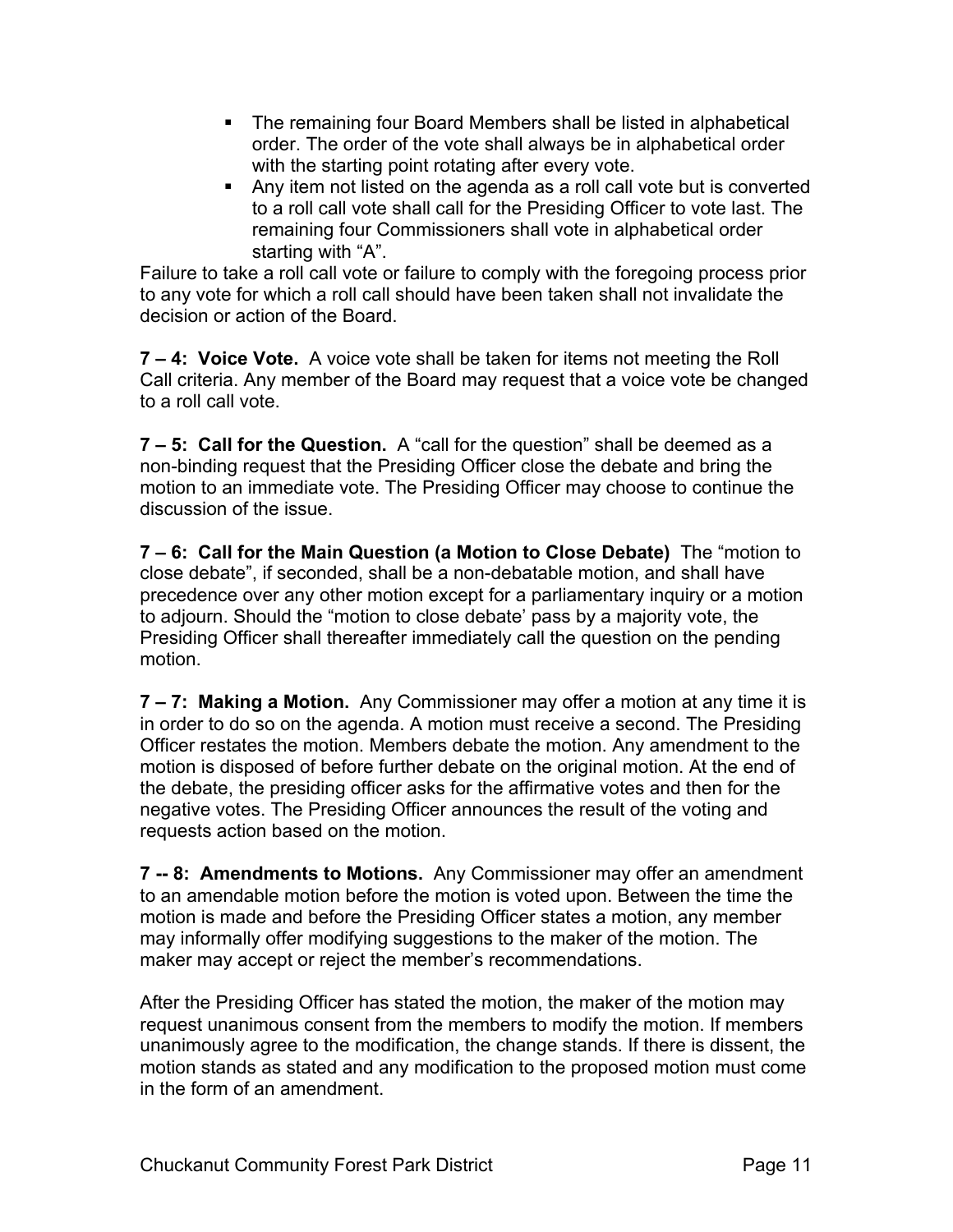- The remaining four Board Members shall be listed in alphabetical order. The order of the vote shall always be in alphabetical order with the starting point rotating after every vote.
- Any item not listed on the agenda as a roll call vote but is converted to a roll call vote shall call for the Presiding Officer to vote last. The remaining four Commissioners shall vote in alphabetical order starting with "A".

Failure to take a roll call vote or failure to comply with the foregoing process prior to any vote for which a roll call should have been taken shall not invalidate the decision or action of the Board.

**7 – 4: Voice Vote.** A voice vote shall be taken for items not meeting the Roll Call criteria. Any member of the Board may request that a voice vote be changed to a roll call vote.

**7 – 5: Call for the Question.** A "call for the question" shall be deemed as a non-binding request that the Presiding Officer close the debate and bring the motion to an immediate vote. The Presiding Officer may choose to continue the discussion of the issue.

**7 – 6: Call for the Main Question (a Motion to Close Debate)** The "motion to close debate", if seconded, shall be a non-debatable motion, and shall have precedence over any other motion except for a parliamentary inquiry or a motion to adjourn. Should the "motion to close debate' pass by a majority vote, the Presiding Officer shall thereafter immediately call the question on the pending motion.

**7 – 7: Making a Motion.** Any Commissioner may offer a motion at any time it is in order to do so on the agenda. A motion must receive a second. The Presiding Officer restates the motion. Members debate the motion. Any amendment to the motion is disposed of before further debate on the original motion. At the end of the debate, the presiding officer asks for the affirmative votes and then for the negative votes. The Presiding Officer announces the result of the voting and requests action based on the motion.

**7 -- 8: Amendments to Motions.** Any Commissioner may offer an amendment to an amendable motion before the motion is voted upon. Between the time the motion is made and before the Presiding Officer states a motion, any member may informally offer modifying suggestions to the maker of the motion. The maker may accept or reject the member's recommendations.

After the Presiding Officer has stated the motion, the maker of the motion may request unanimous consent from the members to modify the motion. If members unanimously agree to the modification, the change stands. If there is dissent, the motion stands as stated and any modification to the proposed motion must come in the form of an amendment.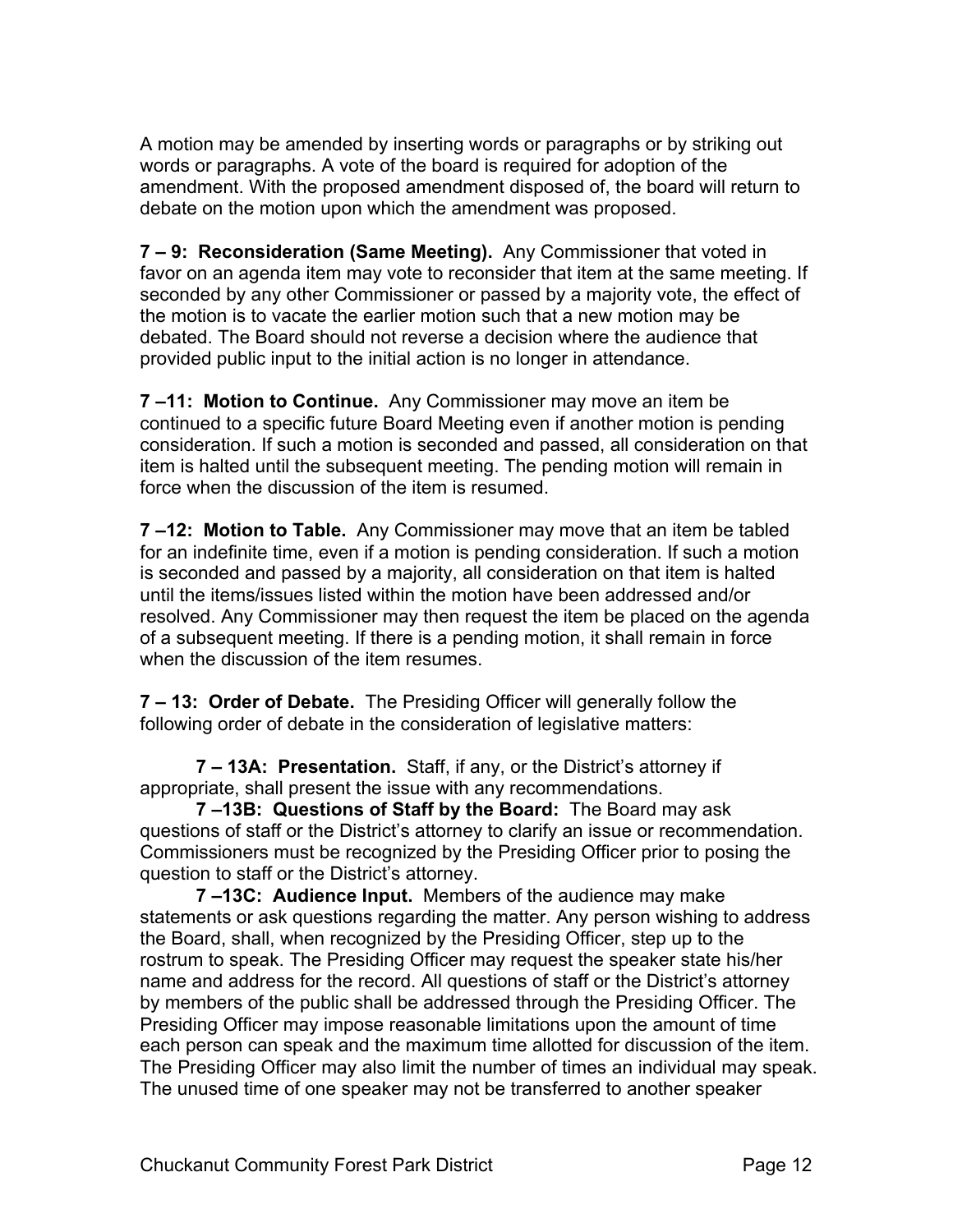A motion may be amended by inserting words or paragraphs or by striking out words or paragraphs. A vote of the board is required for adoption of the amendment. With the proposed amendment disposed of, the board will return to debate on the motion upon which the amendment was proposed.

**7 – 9: Reconsideration (Same Meeting).** Any Commissioner that voted in favor on an agenda item may vote to reconsider that item at the same meeting. If seconded by any other Commissioner or passed by a majority vote, the effect of the motion is to vacate the earlier motion such that a new motion may be debated. The Board should not reverse a decision where the audience that provided public input to the initial action is no longer in attendance.

**7 –11: Motion to Continue.** Any Commissioner may move an item be continued to a specific future Board Meeting even if another motion is pending consideration. If such a motion is seconded and passed, all consideration on that item is halted until the subsequent meeting. The pending motion will remain in force when the discussion of the item is resumed.

**7 –12: Motion to Table.** Any Commissioner may move that an item be tabled for an indefinite time, even if a motion is pending consideration. If such a motion is seconded and passed by a majority, all consideration on that item is halted until the items/issues listed within the motion have been addressed and/or resolved. Any Commissioner may then request the item be placed on the agenda of a subsequent meeting. If there is a pending motion, it shall remain in force when the discussion of the item resumes.

**7 – 13: Order of Debate.** The Presiding Officer will generally follow the following order of debate in the consideration of legislative matters:

**7 – 13A: Presentation.** Staff, if any, or the District's attorney if appropriate, shall present the issue with any recommendations.

**7 –13B: Questions of Staff by the Board:** The Board may ask questions of staff or the District's attorney to clarify an issue or recommendation. Commissioners must be recognized by the Presiding Officer prior to posing the question to staff or the District's attorney.

**7 –13C: Audience Input.** Members of the audience may make statements or ask questions regarding the matter. Any person wishing to address the Board, shall, when recognized by the Presiding Officer, step up to the rostrum to speak. The Presiding Officer may request the speaker state his/her name and address for the record. All questions of staff or the District's attorney by members of the public shall be addressed through the Presiding Officer. The Presiding Officer may impose reasonable limitations upon the amount of time each person can speak and the maximum time allotted for discussion of the item. The Presiding Officer may also limit the number of times an individual may speak. The unused time of one speaker may not be transferred to another speaker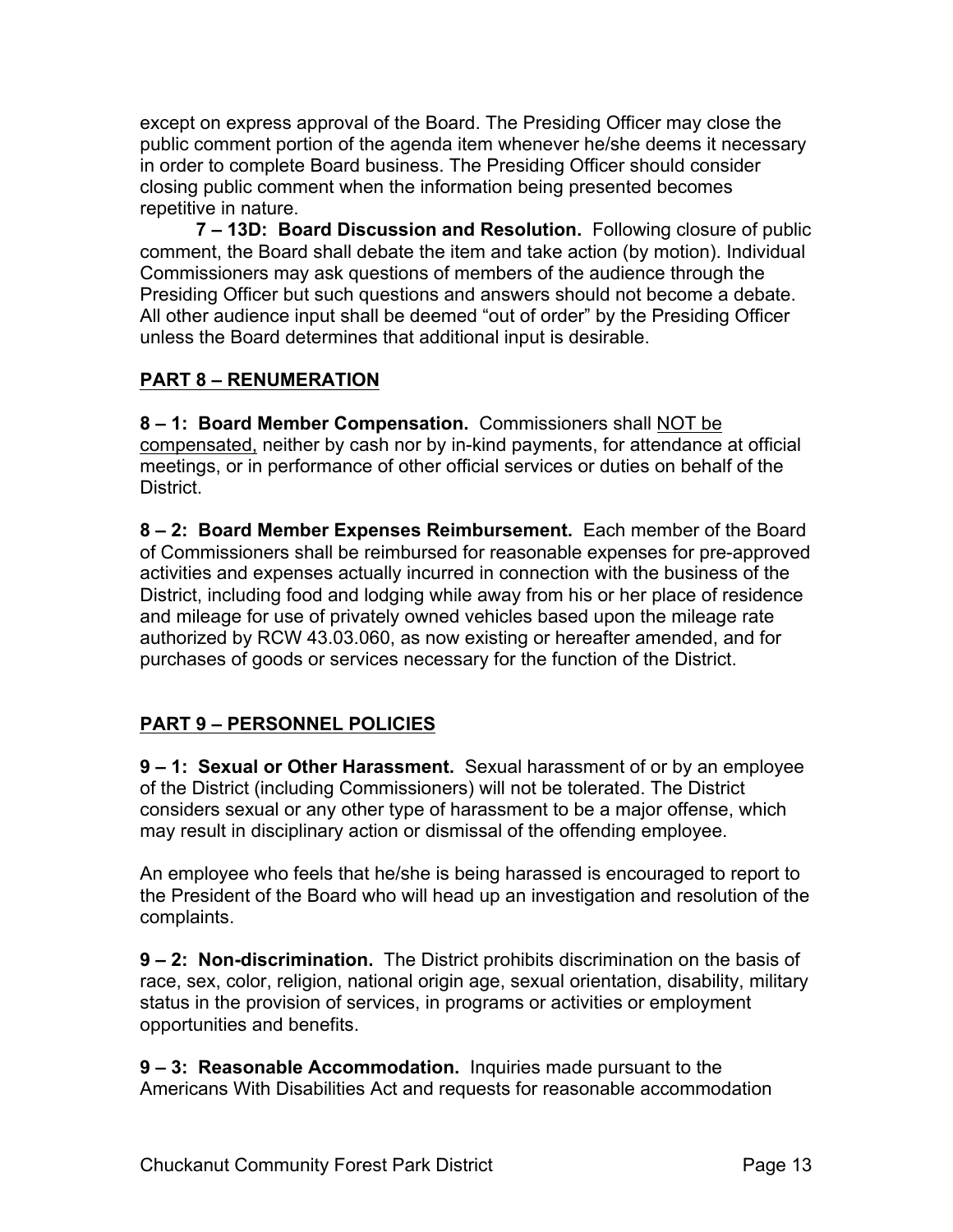except on express approval of the Board. The Presiding Officer may close the public comment portion of the agenda item whenever he/she deems it necessary in order to complete Board business. The Presiding Officer should consider closing public comment when the information being presented becomes repetitive in nature.

**7 – 13D: Board Discussion and Resolution.** Following closure of public comment, the Board shall debate the item and take action (by motion). Individual Commissioners may ask questions of members of the audience through the Presiding Officer but such questions and answers should not become a debate. All other audience input shall be deemed "out of order" by the Presiding Officer unless the Board determines that additional input is desirable.

## PART 8 – RENUMERATION

**8 – 1: Board Member Compensation.** Commissioners shall NOT be compensated, neither by cash nor by in-kind payments, for attendance at official meetings, or in performance of other official services or duties on behalf of the District.

**8 – 2: Board Member Expenses Reimbursement.** Each member of the Board of Commissioners shall be reimbursed for reasonable expenses for pre-approved activities and expenses actually incurred in connection with the business of the District, including food and lodging while away from his or her place of residence and mileage for use of privately owned vehicles based upon the mileage rate authorized by RCW 43.03.060, as now existing or hereafter amended, and for purchases of goods or services necessary for the function of the District.

## PART 9 – PERSONNEL POLICIES

**9 – 1: Sexual or Other Harassment.** Sexual harassment of or by an employee of the District (including Commissioners) will not be tolerated. The District considers sexual or any other type of harassment to be a major offense, which may result in disciplinary action or dismissal of the offending employee.

An employee who feels that he/she is being harassed is encouraged to report to the President of the Board who will head up an investigation and resolution of the complaints.

**9 – 2: Non-discrimination.** The District prohibits discrimination on the basis of race, sex, color, religion, national origin age, sexual orientation, disability, military status in the provision of services, in programs or activities or employment opportunities and benefits.

**9 – 3: Reasonable Accommodation.** Inquiries made pursuant to the Americans With Disabilities Act and requests for reasonable accommodation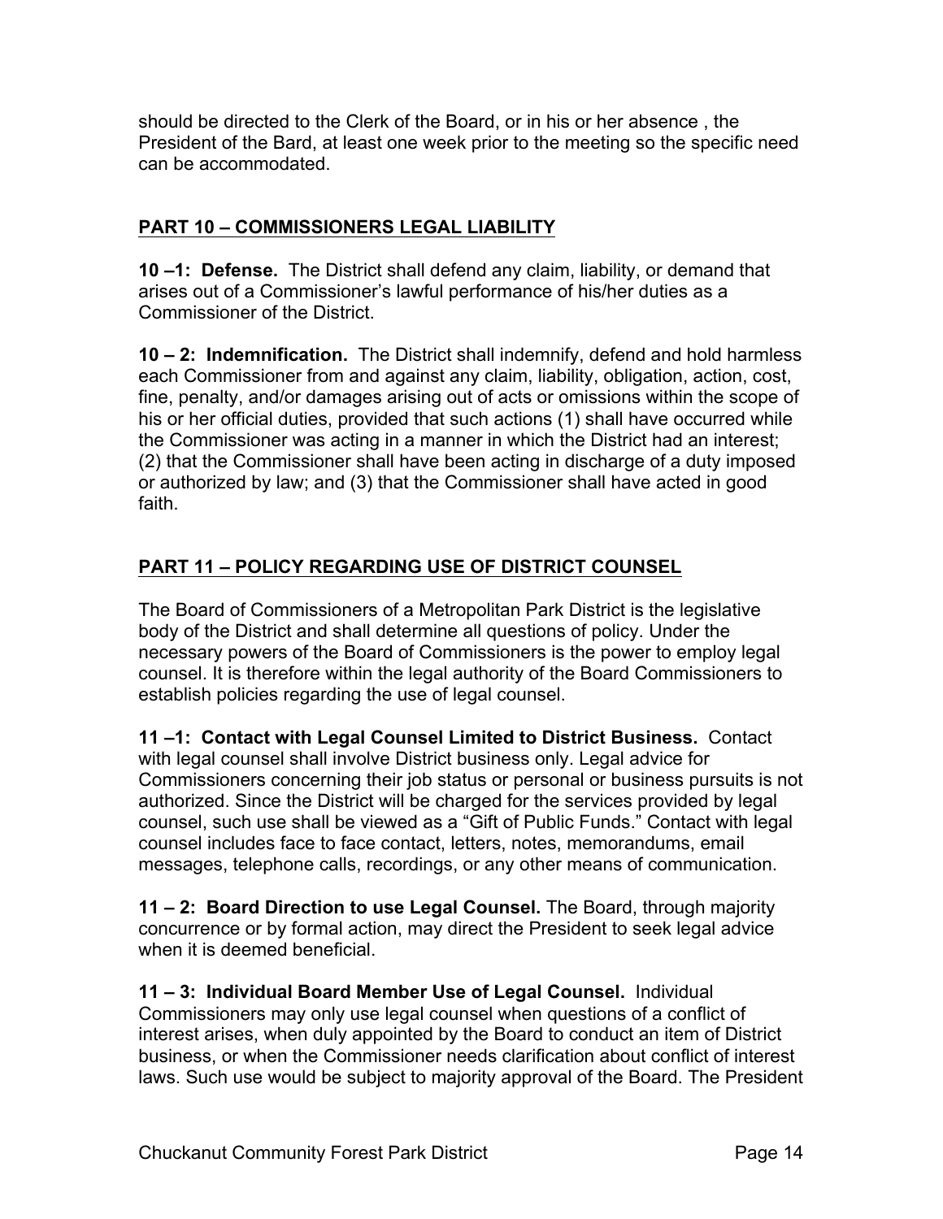should be directed to the Clerk of the Board, or in his or her absence , the President of the Bard, at least one week prior to the meeting so the specific need can be accommodated.

## PART 10 – COMMISSIONERS LEGAL LIABILITY

**10 –1: Defense.** The District shall defend any claim, liability, or demand that arises out of a Commissioner's lawful performance of his/her duties as a Commissioner of the District.

**10 – 2: Indemnification.** The District shall indemnify, defend and hold harmless each Commissioner from and against any claim, liability, obligation, action, cost, fine, penalty, and/or damages arising out of acts or omissions within the scope of his or her official duties, provided that such actions (1) shall have occurred while the Commissioner was acting in a manner in which the District had an interest; (2) that the Commissioner shall have been acting in discharge of a duty imposed or authorized by law; and (3) that the Commissioner shall have acted in good faith.

## PART 11 – POLICY REGARDING USE OF DISTRICT COUNSEL

The Board of Commissioners of a Metropolitan Park District is the legislative body of the District and shall determine all questions of policy. Under the necessary powers of the Board of Commissioners is the power to employ legal counsel. It is therefore within the legal authority of the Board Commissioners to establish policies regarding the use of legal counsel.

**11 –1: Contact with Legal Counsel Limited to District Business.** Contact with legal counsel shall involve District business only. Legal advice for Commissioners concerning their job status or personal or business pursuits is not authorized. Since the District will be charged for the services provided by legal counsel, such use shall be viewed as a "Gift of Public Funds." Contact with legal counsel includes face to face contact, letters, notes, memorandums, email messages, telephone calls, recordings, or any other means of communication.

**11 – 2: Board Direction to use Legal Counsel.** The Board, through majority concurrence or by formal action, may direct the President to seek legal advice when it is deemed beneficial.

**11 – 3: Individual Board Member Use of Legal Counsel.** Individual Commissioners may only use legal counsel when questions of a conflict of interest arises, when duly appointed by the Board to conduct an item of District business, or when the Commissioner needs clarification about conflict of interest laws. Such use would be subject to majority approval of the Board. The President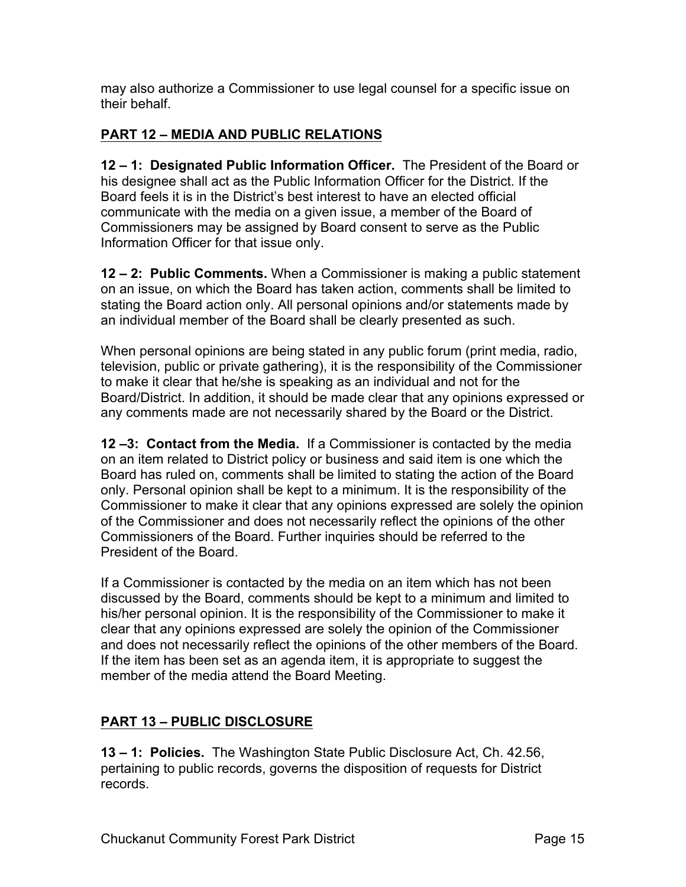may also authorize a Commissioner to use legal counsel for a specific issue on their behalf.

## PART 12 – MEDIA AND PUBLIC RELATIONS

**12 – 1: Designated Public Information Officer.** The President of the Board or his designee shall act as the Public Information Officer for the District. If the Board feels it is in the District's best interest to have an elected official communicate with the media on a given issue, a member of the Board of Commissioners may be assigned by Board consent to serve as the Public Information Officer for that issue only.

**12 – 2: Public Comments.** When a Commissioner is making a public statement on an issue, on which the Board has taken action, comments shall be limited to stating the Board action only. All personal opinions and/or statements made by an individual member of the Board shall be clearly presented as such.

When personal opinions are being stated in any public forum (print media, radio, television, public or private gathering), it is the responsibility of the Commissioner to make it clear that he/she is speaking as an individual and not for the Board/District. In addition, it should be made clear that any opinions expressed or any comments made are not necessarily shared by the Board or the District.

**12 –3: Contact from the Media.** If a Commissioner is contacted by the media on an item related to District policy or business and said item is one which the Board has ruled on, comments shall be limited to stating the action of the Board only. Personal opinion shall be kept to a minimum. It is the responsibility of the Commissioner to make it clear that any opinions expressed are solely the opinion of the Commissioner and does not necessarily reflect the opinions of the other Commissioners of the Board. Further inquiries should be referred to the President of the Board.

If a Commissioner is contacted by the media on an item which has not been discussed by the Board, comments should be kept to a minimum and limited to his/her personal opinion. It is the responsibility of the Commissioner to make it clear that any opinions expressed are solely the opinion of the Commissioner and does not necessarily reflect the opinions of the other members of the Board. If the item has been set as an agenda item, it is appropriate to suggest the member of the media attend the Board Meeting.

## PART 13 – PUBLIC DISCLOSURE

**13 – 1: Policies.** The Washington State Public Disclosure Act, Ch. 42.56, pertaining to public records, governs the disposition of requests for District records.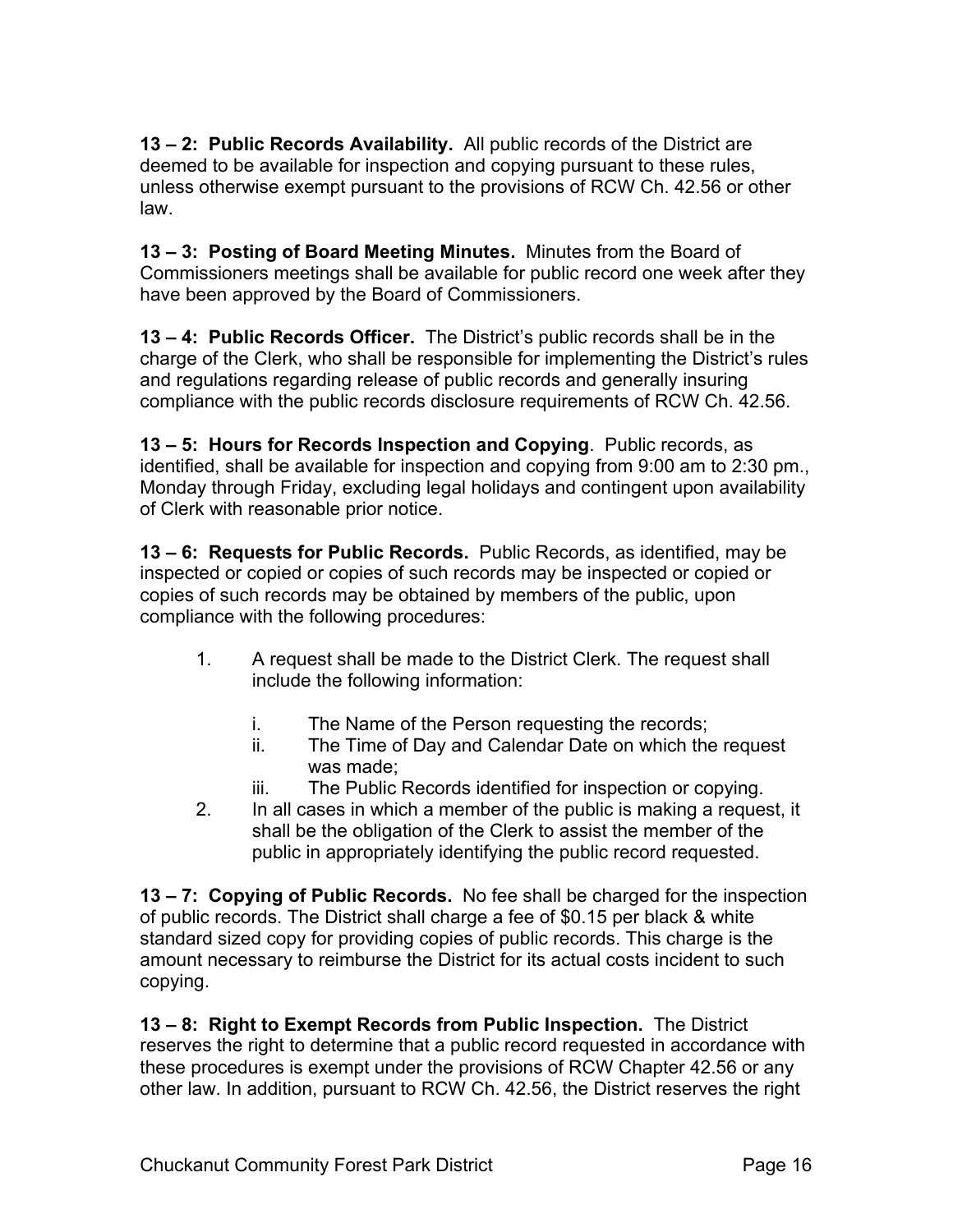**13 – 2: Public Records Availability.** All public records of the District are deemed to be available for inspection and copying pursuant to these rules, unless otherwise exempt pursuant to the provisions of RCW Ch. 42.56 or other law.

**13 – 3: Posting of Board Meeting Minutes.** Minutes from the Board of Commissioners meetings shall be available for public record one week after they have been approved by the Board of Commissioners.

**13 – 4: Public Records Officer.** The District's public records shall be in the charge of the Clerk, who shall be responsible for implementing the District's rules and regulations regarding release of public records and generally insuring compliance with the public records disclosure requirements of RCW Ch. 42.56.

**13 – 5: Hours for Records Inspection and Copying**. Public records, as identified, shall be available for inspection and copying from 9:00 am to 2:30 pm., Monday through Friday, excluding legal holidays and contingent upon availability of Clerk with reasonable prior notice.

**13 – 6: Requests for Public Records.** Public Records, as identified, may be inspected or copied or copies of such records may be inspected or copied or copies of such records may be obtained by members of the public, upon compliance with the following procedures:

1. A request shall be made to the District Clerk. The request shall include the following information:
   - i. The Name of the Person requesting the records;
   - ii. The Time of Day and Calendar Date on which the request was made;
   - iii. The Public Records identified for inspection or copying.
2. In all cases in which a member of the public is making a request, it shall be the obligation of the Clerk to assist the member of the public in appropriately identifying the public record requested.

**13 – 7: Copying of Public Records.** No fee shall be charged for the inspection of public records. The District shall charge a fee of $0.15 per black & white standard sized copy for providing copies of public records. This charge is the amount necessary to reimburse the District for its actual costs incident to such copying.

**13 – 8: Right to Exempt Records from Public Inspection.** The District reserves the right to determine that a public record requested in accordance with these procedures is exempt under the provisions of RCW Chapter 42.56 or any other law. In addition, pursuant to RCW Ch. 42.56, the District reserves the right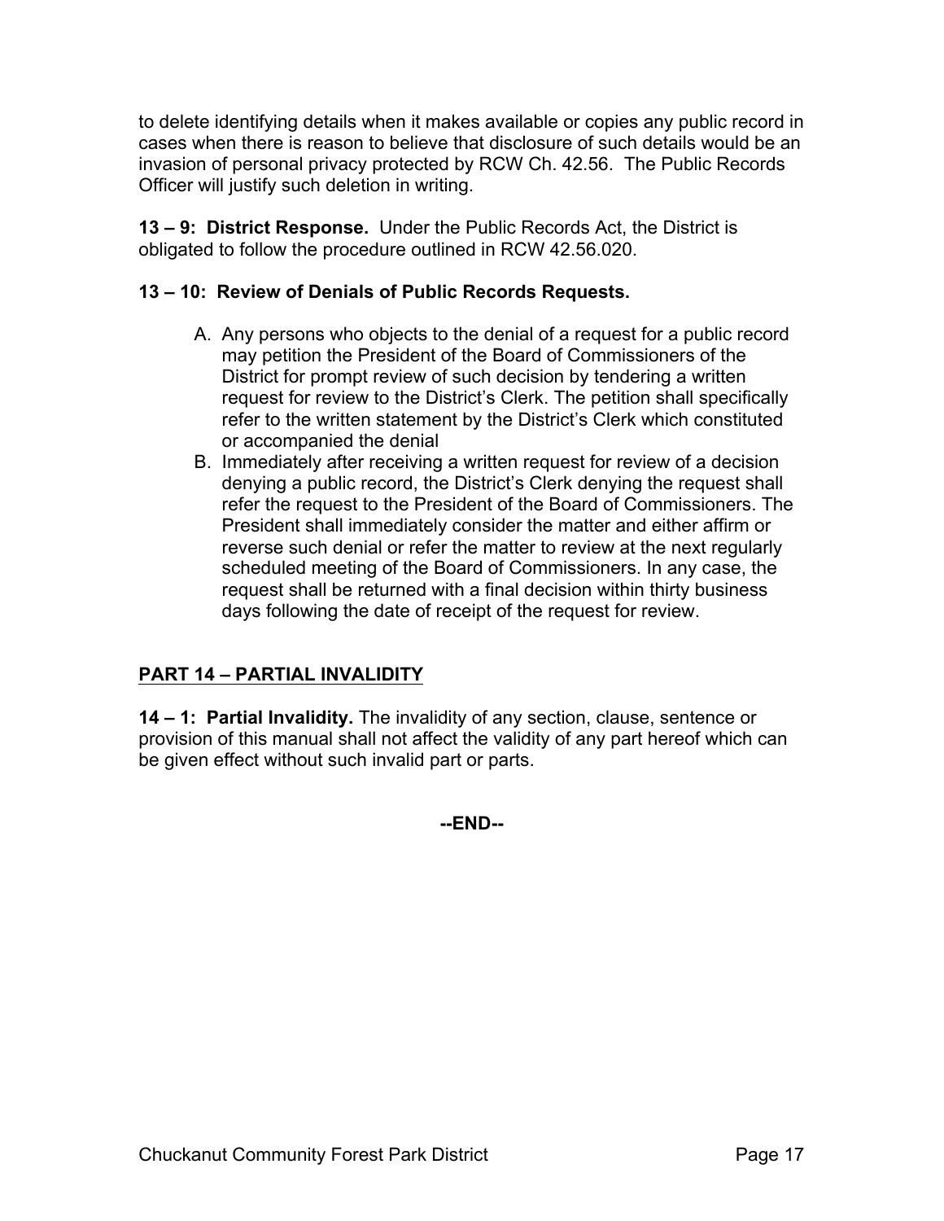to delete identifying details when it makes available or copies any public record in cases when there is reason to believe that disclosure of such details would be an invasion of personal privacy protected by RCW Ch. 42.56. The Public Records Officer will justify such deletion in writing.

**13 – 9: District Response.** Under the Public Records Act, the District is obligated to follow the procedure outlined in RCW 42.56.020.

**13 – 10: Review of Denials of Public Records Requests.**

A. Any persons who objects to the denial of a request for a public record may petition the President of the Board of Commissioners of the District for prompt review of such decision by tendering a written request for review to the District's Clerk. The petition shall specifically refer to the written statement by the District's Clerk which constituted or accompanied the denial
B. Immediately after receiving a written request for review of a decision denying a public record, the District's Clerk denying the request shall refer the request to the President of the Board of Commissioners. The President shall immediately consider the matter and either affirm or reverse such denial or refer the matter to review at the next regularly scheduled meeting of the Board of Commissioners. In any case, the request shall be returned with a final decision within thirty business days following the date of receipt of the request for review.

## PART 14 – PARTIAL INVALIDITY

**14 – 1: Partial Invalidity.** The invalidity of any section, clause, sentence or provision of this manual shall not affect the validity of any part hereof which can be given effect without such invalid part or parts.

**--END--**